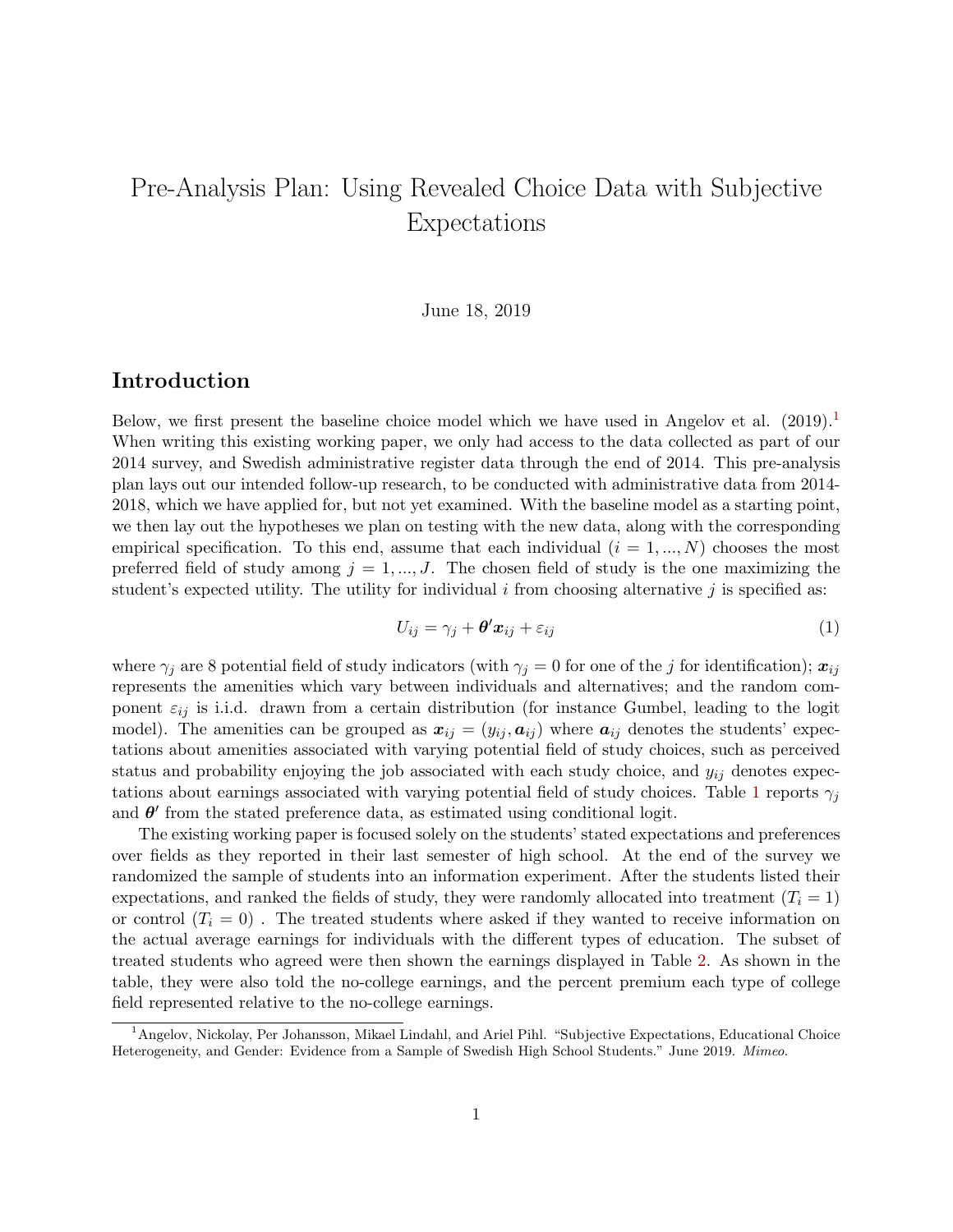# Pre-Analysis Plan: Using Revealed Choice Data with Subjective Expectations

June 18, 2019

## Introduction

Below, we first present the baseline choice model which we have used in Angelov et al. (2019).[1] When writing this existing working paper, we only had access to the data collected as part of our 2014 survey, and Swedish administrative register data through the end of 2014. This pre-analysis plan lays out our intended follow-up research, to be conducted with administrative data from 2014-2018, which we have applied for, but not yet examined. With the baseline model as a starting point, we then lay out the hypotheses we plan on testing with the new data, along with the corresponding empirical specification. To this end, assume that each individual ($i = 1, ..., N$) chooses the most preferred field of study among $j = 1, ..., J$. The chosen field of study is the one maximizing the student's expected utility. The utility for individual $i$ from choosing alternative $j$ is specified as:

$$U_{ij} = \gamma_j + \boldsymbol{\theta}' \boldsymbol{x}_{ij} + \varepsilon_{ij} \tag{1}$$

where $\gamma_j$ are 8 potential field of study indicators (with $\gamma_j = 0$ for one of the $j$ for identification); $\boldsymbol{x}_{ij}$ represents the amenities which vary between individuals and alternatives; and the random component $\varepsilon_{ij}$ is i.i.d. drawn from a certain distribution (for instance Gumbel, leading to the logit model). The amenities can be grouped as $\boldsymbol{x}_{ij} = (y_{ij}, \boldsymbol{a}_{ij})$ where $\boldsymbol{a}_{ij}$ denotes the students' expectations about amenities associated with varying potential field of study choices, such as perceived status and probability enjoying the job associated with each study choice, and $y_{ij}$ denotes expectations about earnings associated with varying potential field of study choices. Table 1 reports $\gamma_j$ and $\boldsymbol{\theta}'$ from the stated preference data, as estimated using conditional logit.

The existing working paper is focused solely on the students' stated expectations and preferences over fields as they reported in their last semester of high school. At the end of the survey we randomized the sample of students into an information experiment. After the students listed their expectations, and ranked the fields of study, they were randomly allocated into treatment ($T_i = 1$) or control ($T_i = 0$) . The treated students where asked if they wanted to receive information on the actual average earnings for individuals with the different types of education. The subset of treated students who agreed were then shown the earnings displayed in Table 2. As shown in the table, they were also told the no-college earnings, and the percent premium each type of college field represented relative to the no-college earnings.

[1] Angelov, Nickolay, Per Johansson, Mikael Lindahl, and Ariel Pihl. "Subjective Expectations, Educational Choice Heterogeneity, and Gender: Evidence from a Sample of Swedish High School Students." June 2019. *Mimeo.*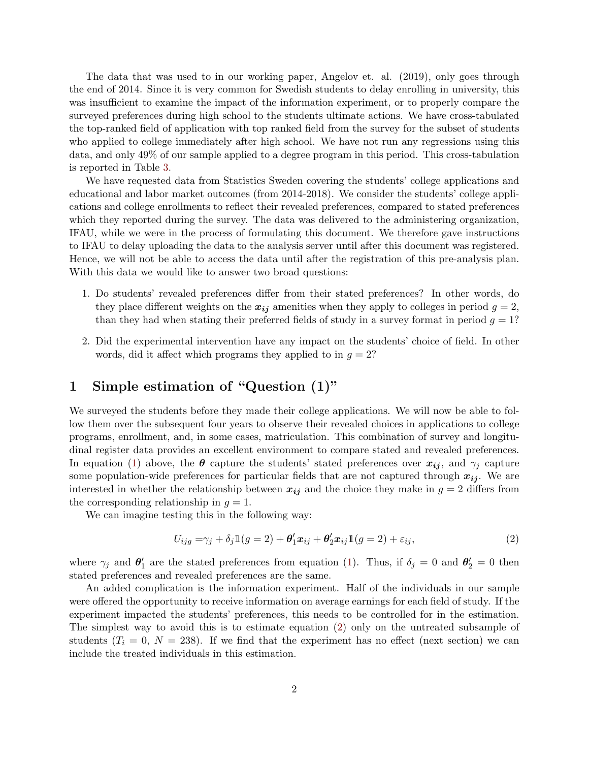The data that was used to in our working paper, Angelov et. al. (2019), only goes through the end of 2014. Since it is very common for Swedish students to delay enrolling in university, this was insufficient to examine the impact of the information experiment, or to properly compare the surveyed preferences during high school to the students ultimate actions. We have cross-tabulated the top-ranked field of application with top ranked field from the survey for the subset of students who applied to college immediately after high school. We have not run any regressions using this data, and only 49% of our sample applied to a degree program in this period. This cross-tabulation is reported in Table 3.

We have requested data from Statistics Sweden covering the students' college applications and educational and labor market outcomes (from 2014-2018). We consider the students' college applications and college enrollments to reflect their revealed preferences, compared to stated preferences which they reported during the survey. The data was delivered to the administering organization, IFAU, while we were in the process of formulating this document. We therefore gave instructions to IFAU to delay uploading the data to the analysis server until after this document was registered. Hence, we will not be able to access the data until after the registration of this pre-analysis plan. With this data we would like to answer two broad questions:

1. Do students' revealed preferences differ from their stated preferences? In other words, do they place different weights on the $\boldsymbol{x_{ij}}$ amenities when they apply to colleges in period $g = 2$, than they had when stating their preferred fields of study in a survey format in period $g = 1$?
2. Did the experimental intervention have any impact on the students' choice of field. In other words, did it affect which programs they applied to in $g = 2$?

# 1 Simple estimation of "Question (1)"

We surveyed the students before they made their college applications. We will now be able to follow them over the subsequent four years to observe their revealed choices in applications to college programs, enrollment, and, in some cases, matriculation. This combination of survey and longitudinal register data provides an excellent environment to compare stated and revealed preferences. In equation (1) above, the $\boldsymbol{\theta}$ capture the students' stated preferences over $\boldsymbol{x_{ij}}$, and $\gamma_j$ capture some population-wide preferences for particular fields that are not captured through $\boldsymbol{x_{ij}}$. We are interested in whether the relationship between $\boldsymbol{x_{ij}}$ and the choice they make in $g = 2$ differs from the corresponding relationship in $g = 1$.

We can imagine testing this in the following way:

$$U_{ijg} = \gamma_j + \delta_j \mathbb{1}(g = 2) + \boldsymbol{\theta}_1' \boldsymbol{x}_{ij} + \boldsymbol{\theta}_2' \boldsymbol{x}_{ij} \mathbb{1}(g = 2) + \varepsilon_{ij}, \tag{2}$$

where $\gamma_j$ and $\boldsymbol{\theta}_1'$ are the stated preferences from equation (1). Thus, if $\delta_j = 0$ and $\boldsymbol{\theta}_2' = 0$ then stated preferences and revealed preferences are the same.

An added complication is the information experiment. Half of the individuals in our sample were offered the opportunity to receive information on average earnings for each field of study. If the experiment impacted the students' preferences, this needs to be controlled for in the estimation. The simplest way to avoid this is to estimate equation (2) only on the untreated subsample of students ($T_i = 0$, $N = 238$). If we find that the experiment has no effect (next section) we can include the treated individuals in this estimation.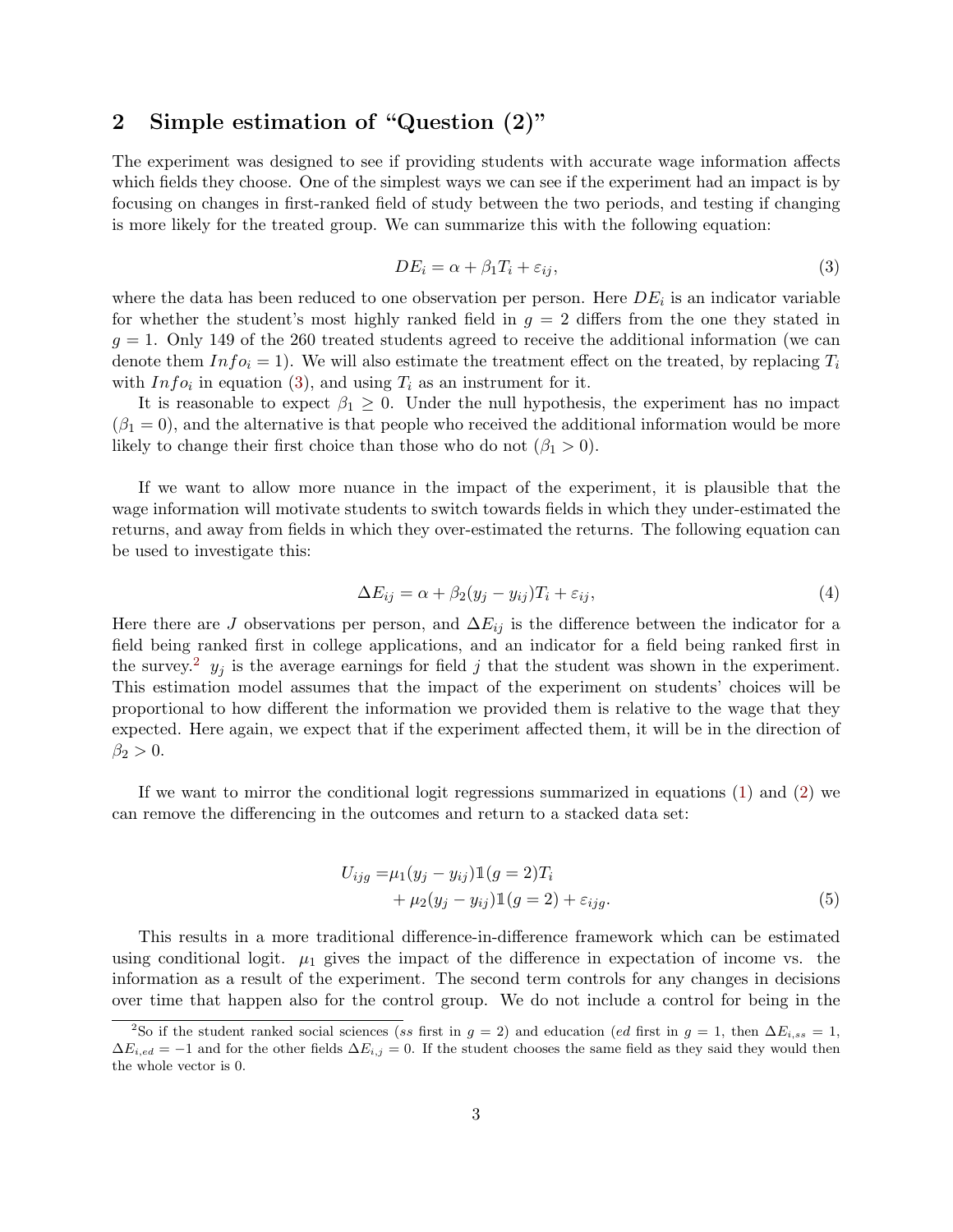## 2 Simple estimation of "Question (2)"

The experiment was designed to see if providing students with accurate wage information affects which fields they choose. One of the simplest ways we can see if the experiment had an impact is by focusing on changes in first-ranked field of study between the two periods, and testing if changing is more likely for the treated group. We can summarize this with the following equation:

$$DE_i = \alpha + \beta_1 T_i + \varepsilon_{ij}, \tag{3}$$

where the data has been reduced to one observation per person. Here $DE_i$ is an indicator variable for whether the student's most highly ranked field in $g = 2$ differs from the one they stated in $g = 1$. Only 149 of the 260 treated students agreed to receive the additional information (we can denote them $Info_i = 1$). We will also estimate the treatment effect on the treated, by replacing $T_i$ with $Info_i$ in equation (3), and using $T_i$ as an instrument for it.

It is reasonable to expect $\beta_1 \geq 0$. Under the null hypothesis, the experiment has no impact ($\beta_1 = 0$), and the alternative is that people who received the additional information would be more likely to change their first choice than those who do not ($\beta_1 > 0$).

If we want to allow more nuance in the impact of the experiment, it is plausible that the wage information will motivate students to switch towards fields in which they under-estimated the returns, and away from fields in which they over-estimated the returns. The following equation can be used to investigate this:

$$\Delta E_{ij} = \alpha + \beta_2 (y_j - y_{ij}) T_i + \varepsilon_{ij}, \tag{4}$$

Here there are $J$ observations per person, and $\Delta E_{ij}$ is the difference between the indicator for a field being ranked first in college applications, and an indicator for a field being ranked first in the survey.[2] $y_j$ is the average earnings for field $j$ that the student was shown in the experiment. This estimation model assumes that the impact of the experiment on students' choices will be proportional to how different the information we provided them is relative to the wage that they expected. Here again, we expect that if the experiment affected them, it will be in the direction of $\beta_2 > 0$.

If we want to mirror the conditional logit regressions summarized in equations (1) and (2) we can remove the differencing in the outcomes and return to a stacked data set:

$$\begin{aligned} U_{ijg} = &\mu_1 (y_j - y_{ij}) \mathbb{1}(g = 2) T_i \\ &+ \mu_2 (y_j - y_{ij}) \mathbb{1}(g = 2) + \varepsilon_{ijg}. \end{aligned} \tag{5}$$

This results in a more traditional difference-in-difference framework which can be estimated using conditional logit. $\mu_1$ gives the impact of the difference in expectation of income vs. the information as a result of the experiment. The second term controls for any changes in decisions over time that happen also for the control group. We do not include a control for being in the

[2] So if the student ranked social sciences ($ss$ first in $g = 2$) and education ($ed$ first in $g = 1$, then $\Delta E_{i,ss} = 1$, $\Delta E_{i,ed} = -1$ and for the other fields $\Delta E_{i,j} = 0$. If the student chooses the same field as they said they would then the whole vector is 0.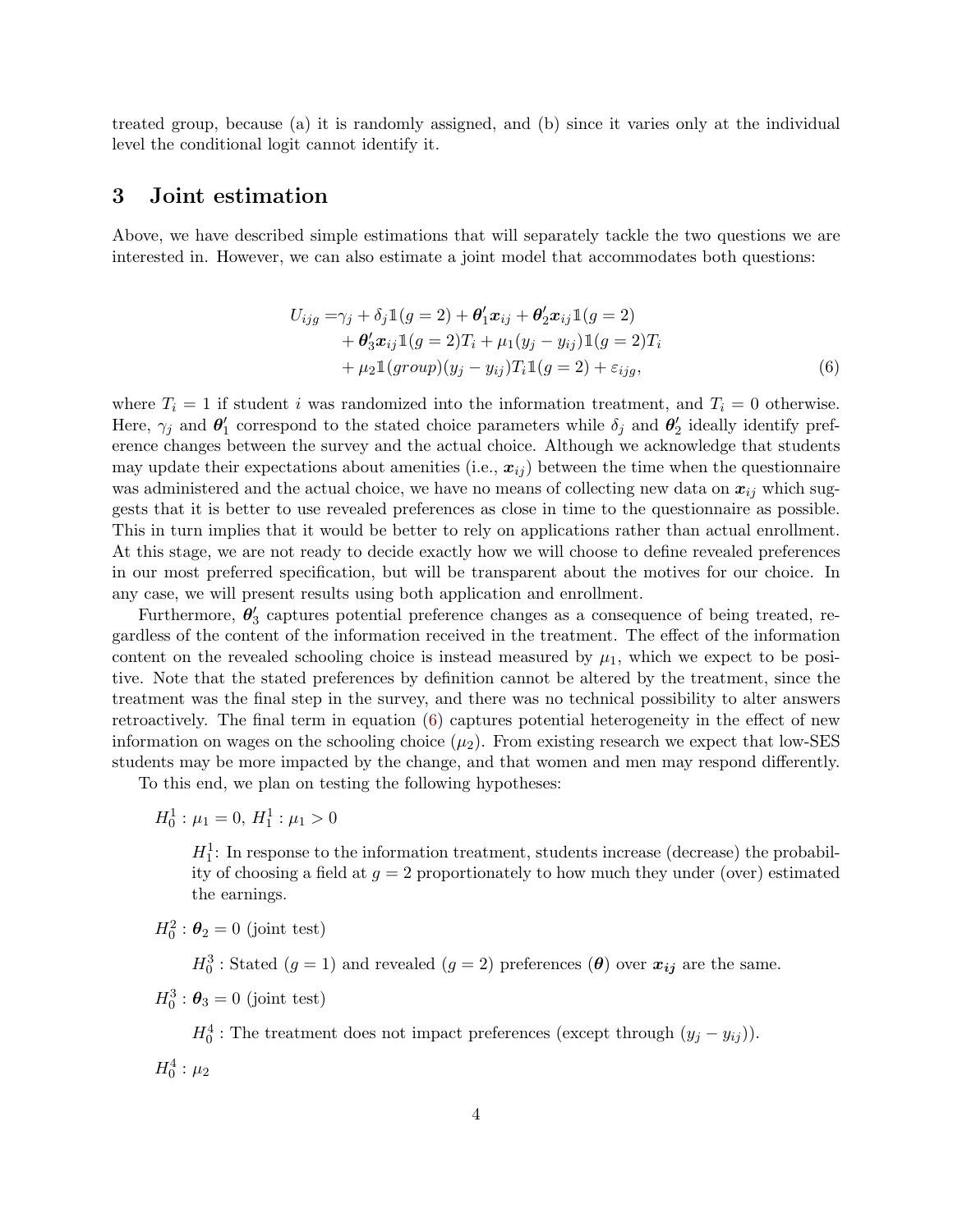treated group, because (a) it is randomly assigned, and (b) since it varies only at the individual level the conditional logit cannot identify it.

## 3 Joint estimation

Above, we have described simple estimations that will separately tackle the two questions we are interested in. However, we can also estimate a joint model that accommodates both questions:

$$\begin{aligned} U_{ijg} =& \gamma_j + \delta_j \mathbb{1}(g=2) + \boldsymbol{\theta}_1' \boldsymbol{x}_{ij} + \boldsymbol{\theta}_2' \boldsymbol{x}_{ij} \mathbb{1}(g=2) \\ &+ \boldsymbol{\theta}_3' \boldsymbol{x}_{ij} \mathbb{1}(g=2) T_i + \mu_1 (y_j - y_{ij}) \mathbb{1}(g=2) T_i \\ &+ \mu_2 \mathbb{1}(group)(y_j - y_{ij}) T_i \mathbb{1}(g=2) + \varepsilon_{ijg}, \end{aligned} \tag{6}$$

where $T_i = 1$ if student $i$ was randomized into the information treatment, and $T_i = 0$ otherwise. Here, $\gamma_j$ and $\boldsymbol{\theta}_1'$ correspond to the stated choice parameters while $\delta_j$ and $\boldsymbol{\theta}_2'$ ideally identify preference changes between the survey and the actual choice. Although we acknowledge that students may update their expectations about amenities (i.e., $\boldsymbol{x}_{ij}$) between the time when the questionnaire was administered and the actual choice, we have no means of collecting new data on $\boldsymbol{x}_{ij}$ which suggests that it is better to use revealed preferences as close in time to the questionnaire as possible. This in turn implies that it would be better to rely on applications rather than actual enrollment. At this stage, we are not ready to decide exactly how we will choose to define revealed preferences in our most preferred specification, but will be transparent about the motives for our choice. In any case, we will present results using both application and enrollment.

Furthermore, $\boldsymbol{\theta}_3'$ captures potential preference changes as a consequence of being treated, regardless of the content of the information received in the treatment. The effect of the information content on the revealed schooling choice is instead measured by $\mu_1$, which we expect to be positive. Note that the stated preferences by definition cannot be altered by the treatment, since the treatment was the final step in the survey, and there was no technical possibility to alter answers retroactively. The final term in equation (6) captures potential heterogeneity in the effect of new information on wages on the schooling choice ($\mu_2$). From existing research we expect that low-SES students may be more impacted by the change, and that women and men may respond differently.

To this end, we plan on testing the following hypotheses:

$H_0^1 : \mu_1 = 0$, $H_1^1 : \mu_1 > 0$

> $H_1^1$: In response to the information treatment, students increase (decrease) the probability of choosing a field at $g = 2$ proportionately to how much they under (over) estimated the earnings.

$H_0^2 : \boldsymbol{\theta}_2 = 0$ (joint test)

> $H_0^3$ : Stated ($g = 1$) and revealed ($g = 2$) preferences ($\boldsymbol{\theta}$) over $\boldsymbol{x_{ij}}$ are the same.

$H_0^3 : \boldsymbol{\theta}_3 = 0$ (joint test)

> $H_0^4$ : The treatment does not impact preferences (except through $(y_j - y_{ij})$).

$H_0^4 : \mu_2$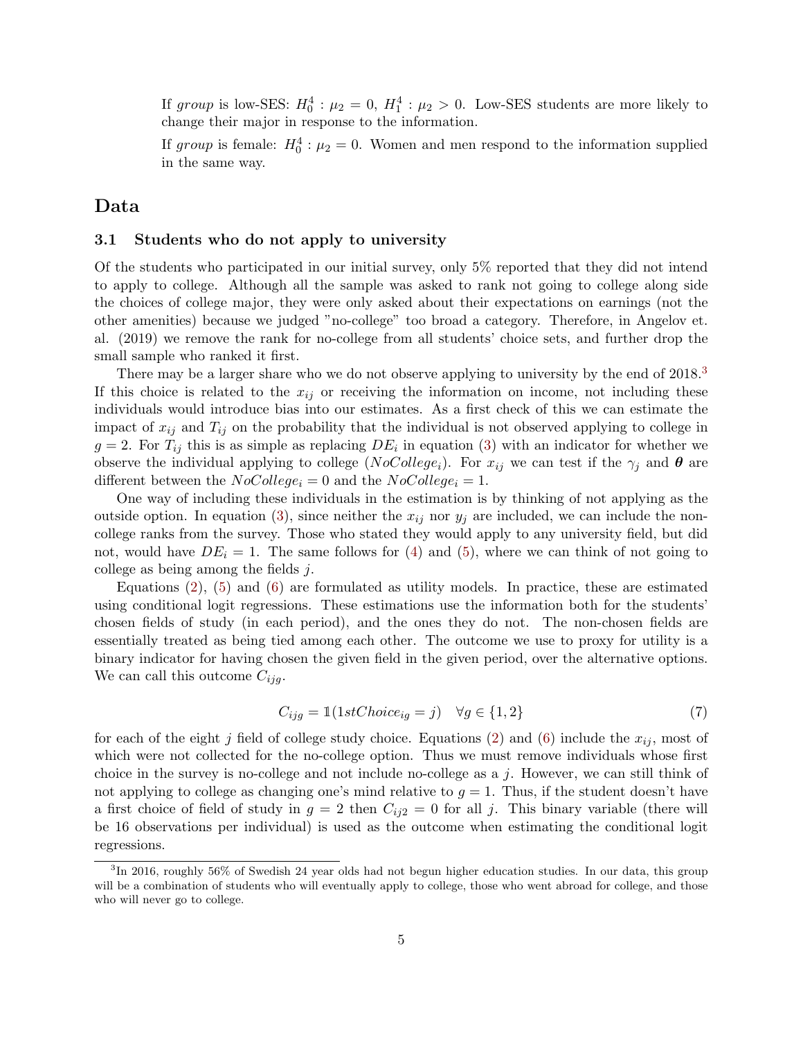If *group* is low-SES: $H_0^4 : \mu_2 = 0$, $H_1^4 : \mu_2 > 0$. Low-SES students are more likely to change their major in response to the information.

If *group* is female: $H_0^4 : \mu_2 = 0$. Women and men respond to the information supplied in the same way.

# Data

## 3.1 Students who do not apply to university

Of the students who participated in our initial survey, only 5% reported that they did not intend to apply to college. Although all the sample was asked to rank not going to college along side the choices of college major, they were only asked about their expectations on earnings (not the other amenities) because we judged "no-college" too broad a category. Therefore, in Angelov et. al. (2019) we remove the rank for no-college from all students' choice sets, and further drop the small sample who ranked it first.

There may be a larger share who we do not observe applying to university by the end of 2018.[3] If this choice is related to the $x_{ij}$ or receiving the information on income, not including these individuals would introduce bias into our estimates. As a first check of this we can estimate the impact of $x_{ij}$ and $T_{ij}$ on the probability that the individual is not observed applying to college in $g = 2$. For $T_{ij}$ this is as simple as replacing $DE_i$ in equation (3) with an indicator for whether we observe the individual applying to college ($NoCollege_i$). For $x_{ij}$ we can test if the $\gamma_j$ and $\boldsymbol{\theta}$ are different between the $NoCollege_i = 0$ and the $NoCollege_i = 1$.

One way of including these individuals in the estimation is by thinking of not applying as the outside option. In equation (3), since neither the $x_{ij}$ nor $y_j$ are included, we can include the non-college ranks from the survey. Those who stated they would apply to any university field, but did not, would have $DE_i = 1$. The same follows for (4) and (5), where we can think of not going to college as being among the fields $j$.

Equations (2), (5) and (6) are formulated as utility models. In practice, these are estimated using conditional logit regressions. These estimations use the information both for the students' chosen fields of study (in each period), and the ones they do not. The non-chosen fields are essentially treated as being tied among each other. The outcome we use to proxy for utility is a binary indicator for having chosen the given field in the given period, over the alternative options. We can call this outcome $C_{ijg}$.

$$C_{ijg} = \mathbb{1}(1stChoice_{ig} = j) \quad \forall g \in \{1, 2\} \tag{7}$$

for each of the eight $j$ field of college study choice. Equations (2) and (6) include the $x_{ij}$, most of which were not collected for the no-college option. Thus we must remove individuals whose first choice in the survey is no-college and not include no-college as a $j$. However, we can still think of not applying to college as changing one's mind relative to $g = 1$. Thus, if the student doesn't have a first choice of field of study in $g = 2$ then $C_{ij2} = 0$ for all $j$. This binary variable (there will be 16 observations per individual) is used as the outcome when estimating the conditional logit regressions.

[3] In 2016, roughly 56% of Swedish 24 year olds had not begun higher education studies. In our data, this group will be a combination of students who will eventually apply to college, those who went abroad for college, and those who will never go to college.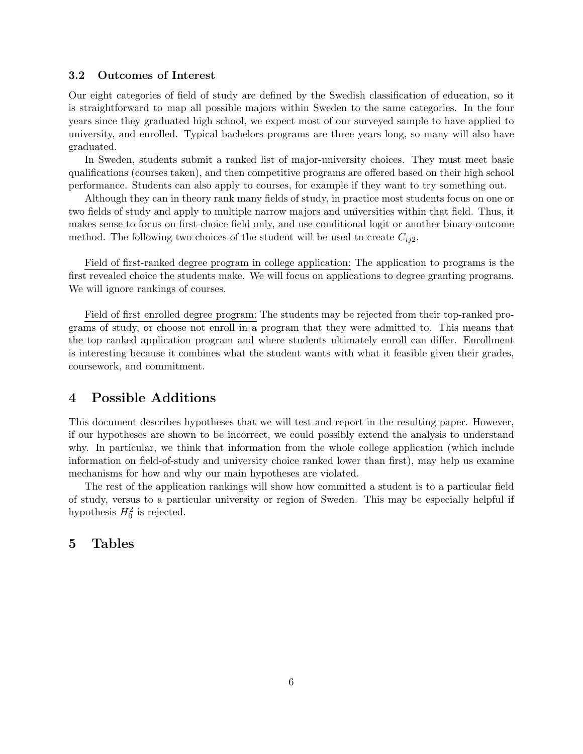### 3.2 Outcomes of Interest

Our eight categories of field of study are defined by the Swedish classification of education, so it is straightforward to map all possible majors within Sweden to the same categories. In the four years since they graduated high school, we expect most of our surveyed sample to have applied to university, and enrolled. Typical bachelors programs are three years long, so many will also have graduated.

In Sweden, students submit a ranked list of major-university choices. They must meet basic qualifications (courses taken), and then competitive programs are offered based on their high school performance. Students can also apply to courses, for example if they want to try something out.

Although they can in theory rank many fields of study, in practice most students focus on one or two fields of study and apply to multiple narrow majors and universities within that field. Thus, it makes sense to focus on first-choice field only, and use conditional logit or another binary-outcome method. The following two choices of the student will be used to create $C_{ij2}$.

Field of first-ranked degree program in college application: The application to programs is the first revealed choice the students make. We will focus on applications to degree granting programs. We will ignore rankings of courses.

Field of first enrolled degree program: The students may be rejected from their top-ranked programs of study, or choose not enroll in a program that they were admitted to. This means that the top ranked application program and where students ultimately enroll can differ. Enrollment is interesting because it combines what the student wants with what it feasible given their grades, coursework, and commitment.

## 4 Possible Additions

This document describes hypotheses that we will test and report in the resulting paper. However, if our hypotheses are shown to be incorrect, we could possibly extend the analysis to understand why. In particular, we think that information from the whole college application (which include information on field-of-study and university choice ranked lower than first), may help us examine mechanisms for how and why our main hypotheses are violated.

The rest of the application rankings will show how committed a student is to a particular field of study, versus to a particular university or region of Sweden. This may be especially helpful if hypothesis $H_0^2$ is rejected.

## 5 Tables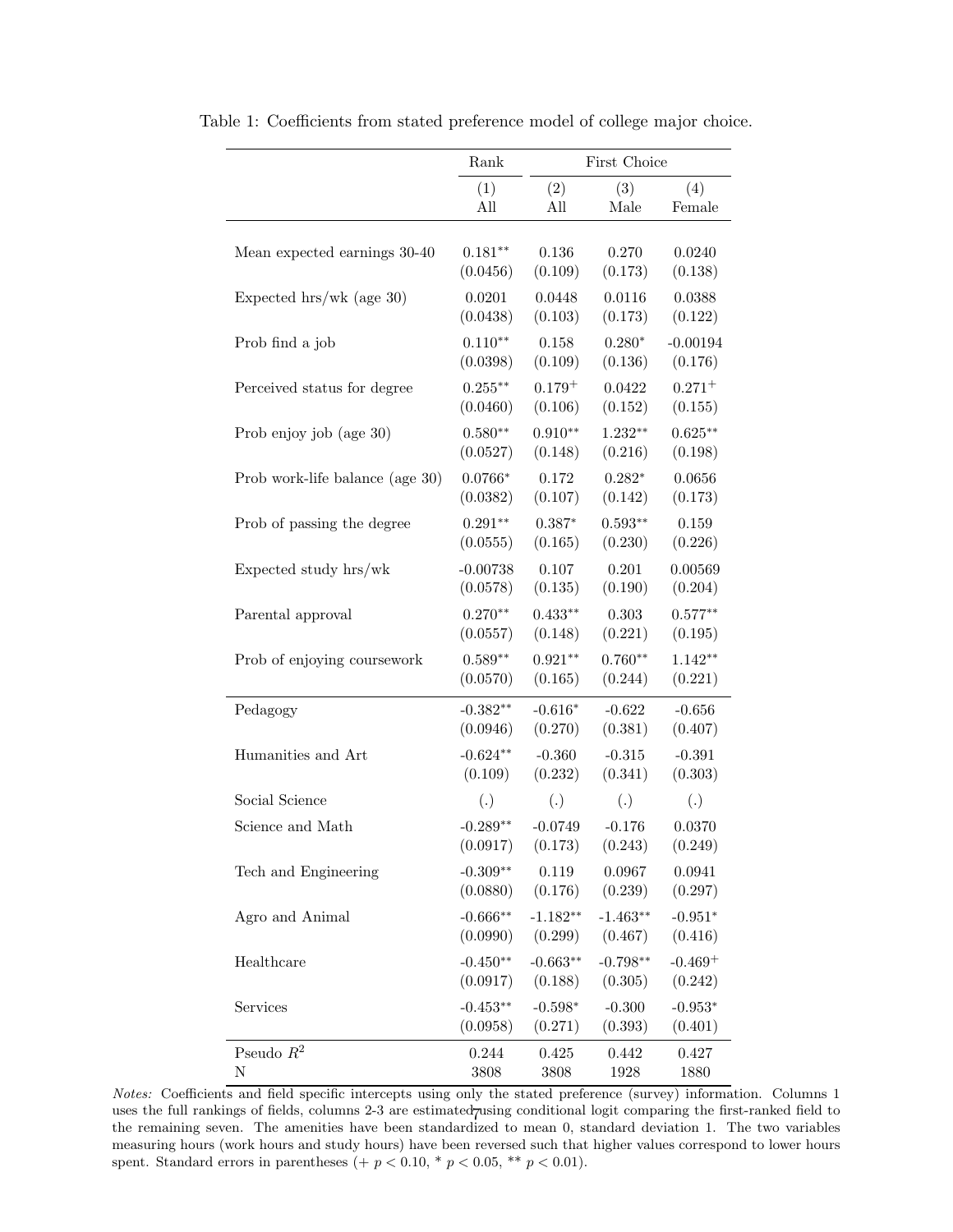Table 1: Coefficients from stated preference model of college major choice.

| | Rank | First Choice | | |
|---|---|---|---|---|
| | (1) | (2) | (3) | (4) |
| | All | All | Male | Female |
| Mean expected earnings 30-40 | 0.181** | 0.136 | 0.270 | 0.0240 |
| | (0.0456) | (0.109) | (0.173) | (0.138) |
| Expected hrs/wk (age 30) | 0.0201 | 0.0448 | 0.0116 | 0.0388 |
| | (0.0438) | (0.103) | (0.173) | (0.122) |
| Prob find a job | 0.110** | 0.158 | 0.280* | -0.00194 |
| | (0.0398) | (0.109) | (0.136) | (0.176) |
| Perceived status for degree | 0.255** | 0.179+ | 0.0422 | 0.271+ |
| | (0.0460) | (0.106) | (0.152) | (0.155) |
| Prob enjoy job (age 30) | 0.580** | 0.910** | 1.232** | 0.625** |
| | (0.0527) | (0.148) | (0.216) | (0.198) |
| Prob work-life balance (age 30) | 0.0766* | 0.172 | 0.282* | 0.0656 |
| | (0.0382) | (0.107) | (0.142) | (0.173) |
| Prob of passing the degree | 0.291** | 0.387* | 0.593** | 0.159 |
| | (0.0555) | (0.165) | (0.230) | (0.226) |
| Expected study hrs/wk | -0.00738 | 0.107 | 0.201 | 0.00569 |
| | (0.0578) | (0.135) | (0.190) | (0.204) |
| Parental approval | 0.270** | 0.433** | 0.303 | 0.577** |
| | (0.0557) | (0.148) | (0.221) | (0.195) |
| Prob of enjoying coursework | 0.589** | 0.921** | 0.760** | 1.142** |
| | (0.0570) | (0.165) | (0.244) | (0.221) |
| Pedagogy | -0.382** | -0.616* | -0.622 | -0.656 |
| | (0.0946) | (0.270) | (0.381) | (0.407) |
| Humanities and Art | -0.624** | -0.360 | -0.315 | -0.391 |
| | (0.109) | (0.232) | (0.341) | (0.303) |
| Social Science | (.) | (.) | (.) | (.) |
| Science and Math | -0.289** | -0.0749 | -0.176 | 0.0370 |
| | (0.0917) | (0.173) | (0.243) | (0.249) |
| Tech and Engineering | -0.309** | 0.119 | 0.0967 | 0.0941 |
| | (0.0880) | (0.176) | (0.239) | (0.297) |
| Agro and Animal | -0.666** | -1.182** | -1.463** | -0.951* |
| | (0.0990) | (0.299) | (0.467) | (0.416) |
| Healthcare | -0.450** | -0.663** | -0.798** | -0.469+ |
| | (0.0917) | (0.188) | (0.305) | (0.242) |
| Services | -0.453** | -0.598* | -0.300 | -0.953* |
| | (0.0958) | (0.271) | (0.393) | (0.401) |
| Pseudo $R^2$ | 0.244 | 0.425 | 0.442 | 0.427 |
| N | 3808 | 3808 | 1928 | 1880 |

*Notes:* Coefficients and field specific intercepts using only the stated preference (survey) information. Columns 1 uses the full rankings of fields, columns 2-3 are estimated using conditional logit comparing the first-ranked field to the remaining seven. The amenities have been standardized to mean 0, standard deviation 1. The two variables measuring hours (work hours and study hours) have been reversed such that higher values correspond to lower hours spent. Standard errors in parentheses (+ $p < 0.10$, * $p < 0.05$, ** $p < 0.01$).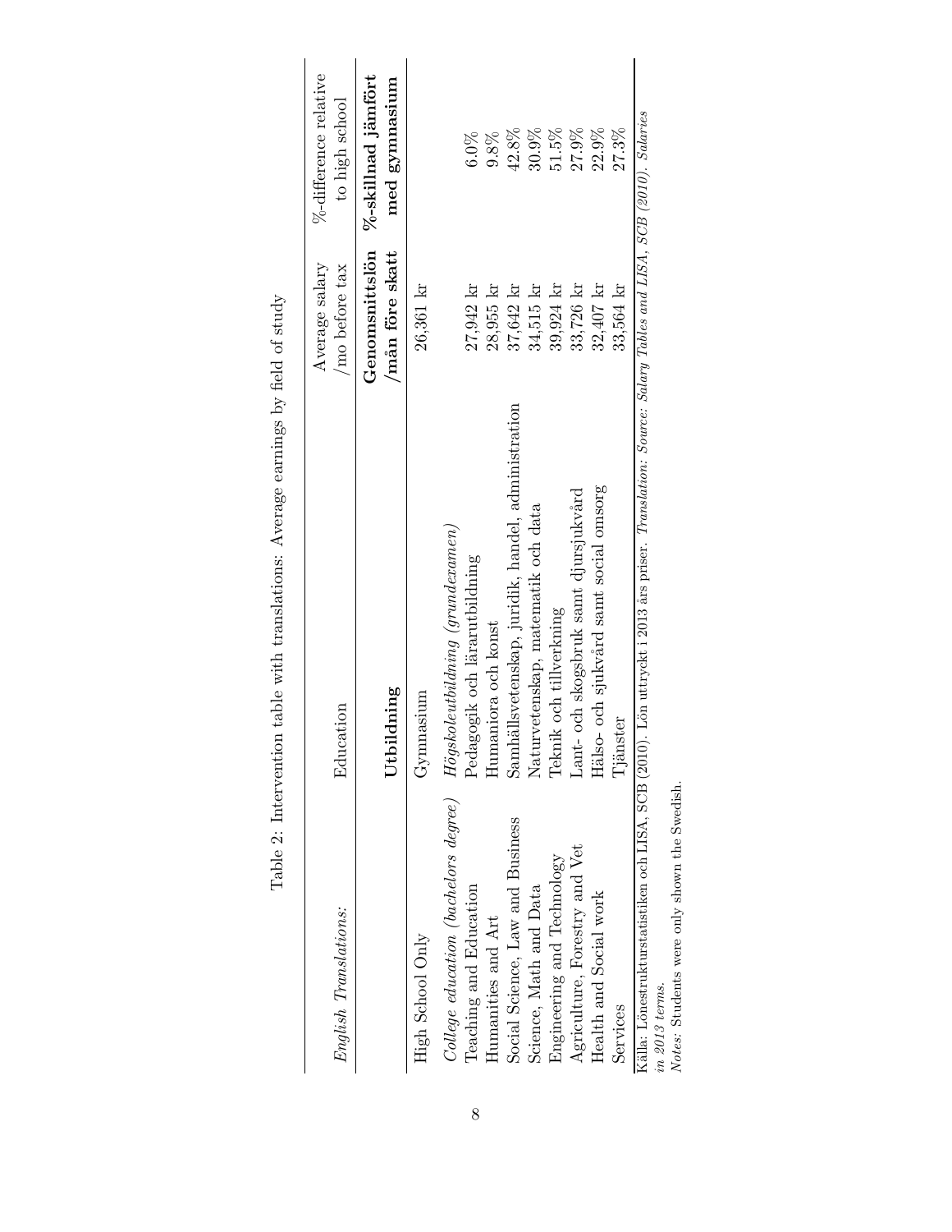Table 2: Intervention table with translations: Average earnings by field of study

| *English Translations:* | Education | Average salary /mo before tax | %-difference relative to high school |
|---|---|---|---|
| | **Utbildning** | **Genomsnittslön /mån före skatt** | **%-skillnad jämfört med gymnasium** |
| High School Only | Gymnasium | 26,361 kr | |
| *College education (bachelors degree)* | *Högskoleutbildning (grundexamen)* | | |
| Teaching and Education | Pedagogik och lärarutbildning | 27,942 kr | 6.0% |
| Humanities and Art | Humaniora och konst | 28,955 kr | 9.8% |
| Social Science, Law and Business | Samhällsvetenskap, juridik, handel, administration | 37,642 kr | 42.8% |
| Science, Math and Data | Naturvetenskap, matematik och data | 34,515 kr | 30.9% |
| Engineering and Technology | Teknik och tillverkning | 39,924 kr | 51.5% |
| Agriculture, Forestry and Vet | Lant- och skogsbruk samt djursjukvård | 33,726 kr | 27.9% |
| Health and Social work | Hälso- och sjukvård samt social omsorg | 32,407 kr | 22.9% |
| Services | Tjänster | 33,564 kr | 27.3% |

Källa: Lönestrukturstatistiken och LISA, SCB (2010). Lön uttryckt i 2013 års priser. *Translation: Source: Salary Tables and LISA, SCB (2010). Salaries in 2013 terms.*

*Notes:* Students were only shown the Swedish.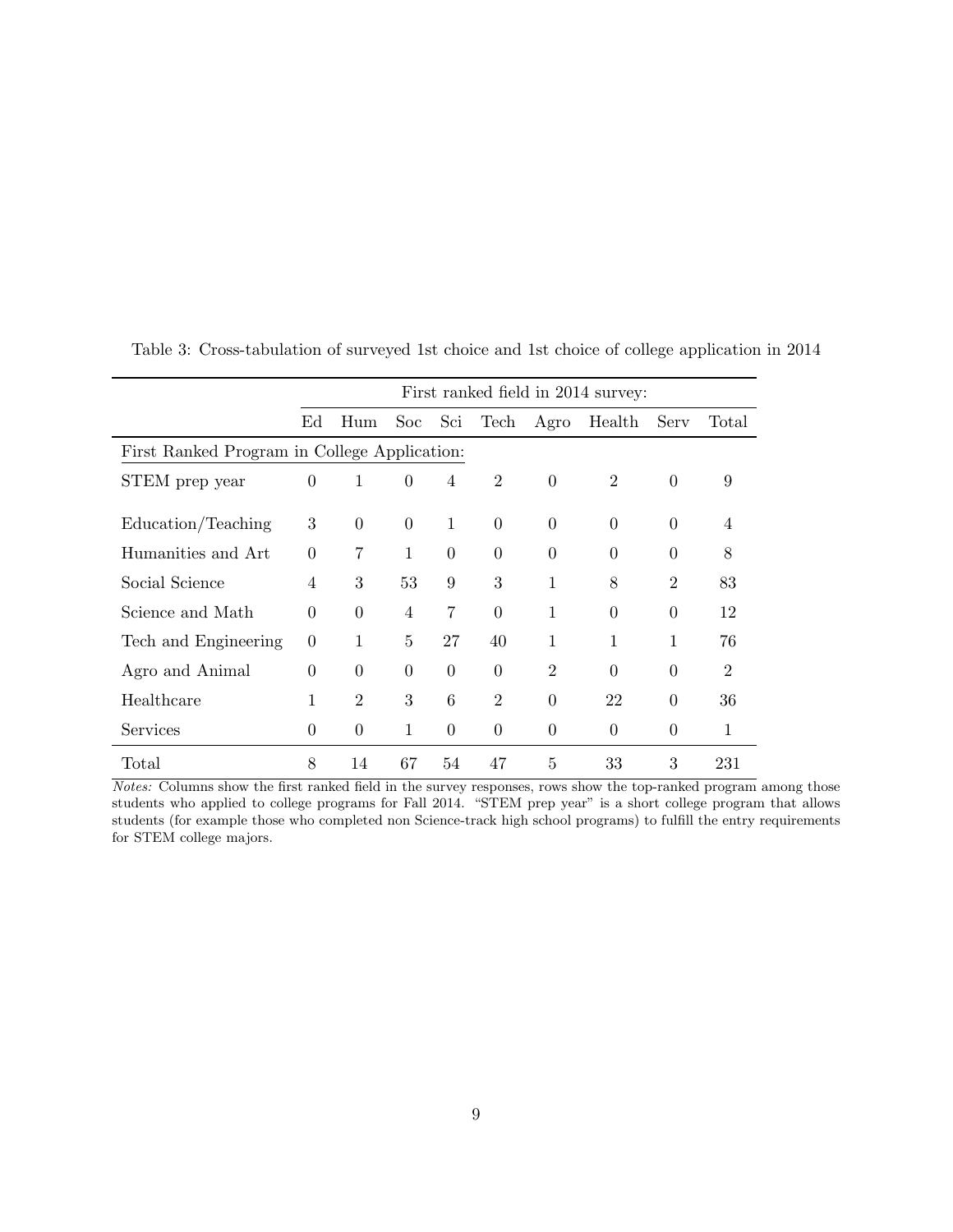Table 3: Cross-tabulation of surveyed 1st choice and 1st choice of college application in 2014

| | First ranked field in 2014 survey: | | | | | | | | |
|---|---|---|---|---|---|---|---|---|---|
| | Ed | Hum | Soc | Sci | Tech | Agro | Health | Serv | Total |
| First Ranked Program in College Application: | | | | | | | | | |
| STEM prep year | 0 | 1 | 0 | 4 | 2 | 0 | 2 | 0 | 9 |
| Education/Teaching | 3 | 0 | 0 | 1 | 0 | 0 | 0 | 0 | 4 |
| Humanities and Art | 0 | 7 | 1 | 0 | 0 | 0 | 0 | 0 | 8 |
| Social Science | 4 | 3 | 53 | 9 | 3 | 1 | 8 | 2 | 83 |
| Science and Math | 0 | 0 | 4 | 7 | 0 | 1 | 0 | 0 | 12 |
| Tech and Engineering | 0 | 1 | 5 | 27 | 40 | 1 | 1 | 1 | 76 |
| Agro and Animal | 0 | 0 | 0 | 0 | 0 | 2 | 0 | 0 | 2 |
| Healthcare | 1 | 2 | 3 | 6 | 2 | 0 | 22 | 0 | 36 |
| Services | 0 | 0 | 1 | 0 | 0 | 0 | 0 | 0 | 1 |
| Total | 8 | 14 | 67 | 54 | 47 | 5 | 33 | 3 | 231 |

*Notes:* Columns show the first ranked field in the survey responses, rows show the top-ranked program among those students who applied to college programs for Fall 2014. "STEM prep year" is a short college program that allows students (for example those who completed non Science-track high school programs) to fulfill the entry requirements for STEM college majors.